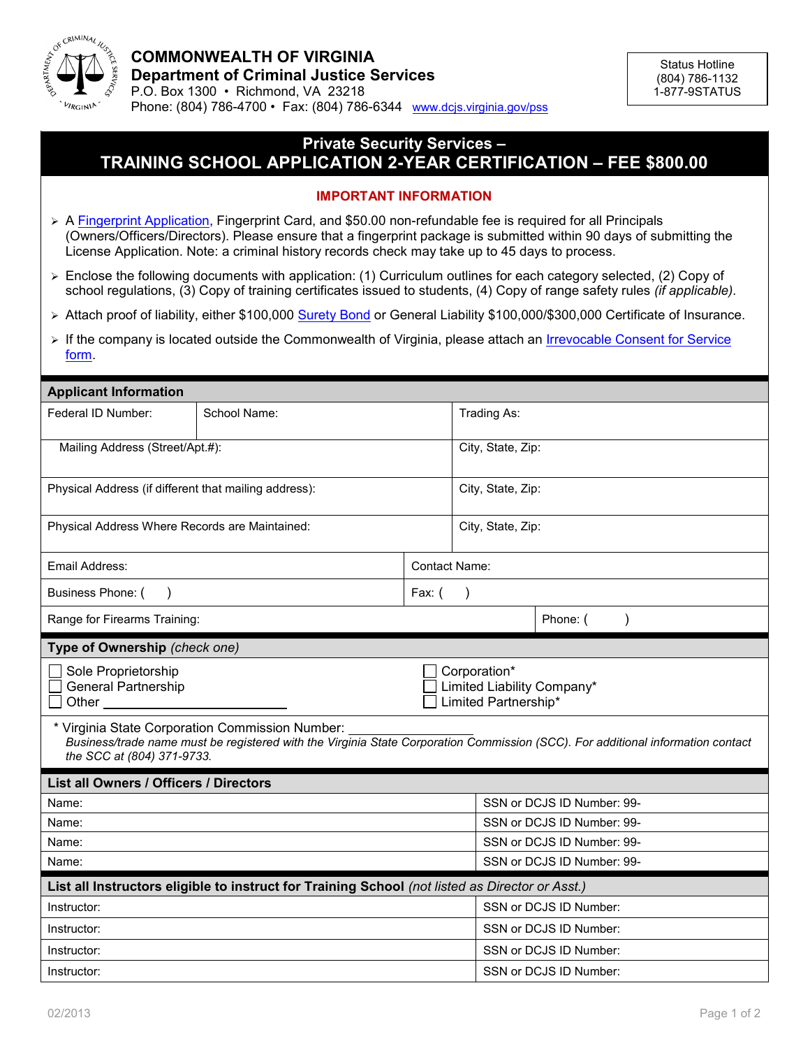**COMMONWEALTH OF VIRGINIA**
**Department of Criminal Justice Services**
P.O. Box 1300 • Richmond, VA 23218
Phone: (804) 786-4700 • Fax: (804) 786-6344 www.dcjs.virginia.gov/pss

Status Hotline
(804) 786-1132
1-877-9STATUS

# Private Security Services – TRAINING SCHOOL APPLICATION 2-YEAR CERTIFICATION – FEE $800.00

## IMPORTANT INFORMATION

- A Fingerprint Application, Fingerprint Card, and $50.00 non-refundable fee is required for all Principals (Owners/Officers/Directors). Please ensure that a fingerprint package is submitted within 90 days of submitting the License Application. Note: a criminal history records check may take up to 45 days to process.
- Enclose the following documents with application: (1) Curriculum outlines for each category selected, (2) Copy of school regulations, (3) Copy of training certificates issued to students, (4) Copy of range safety rules *(if applicable)*.
- Attach proof of liability, either $100,000 Surety Bond or General Liability $100,000/$300,000 Certificate of Insurance.
- If the company is located outside the Commonwealth of Virginia, please attach an Irrevocable Consent for Service form.

## Applicant Information

| Federal ID Number: | School Name: | Trading As: |
|---|---|---|
| Mailing Address (Street/Apt.#): | | City, State, Zip: |
| Physical Address (if different that mailing address): | | City, State, Zip: |
| Physical Address Where Records are Maintained: | | City, State, Zip: |
| Email Address: | | Contact Name: |
| Business Phone: ( ) | | Fax: ( ) |
| Range for Firearms Training: | | Phone: ( ) |

## Type of Ownership *(check one)*

- ☐ Sole Proprietorship
- ☐ General Partnership
- ☐ Other ____________
- ☐ Corporation*
- ☐ Limited Liability Company*
- ☐ Limited Partnership*

\* Virginia State Corporation Commission Number: ____________
*Business/trade name must be registered with the Virginia State Corporation Commission (SCC). For additional information contact the SCC at (804) 371-9733.*

## List all Owners / Officers / Directors

| Name: | SSN or DCJS ID Number: 99- |
|---|---|
| Name: | SSN or DCJS ID Number: 99- |
| Name: | SSN or DCJS ID Number: 99- |
| Name: | SSN or DCJS ID Number: 99- |

## List all Instructors eligible to instruct for Training School *(not listed as Director or Asst.)*

| Instructor: | SSN or DCJS ID Number: |
|---|---|
| Instructor: | SSN or DCJS ID Number: |
| Instructor: | SSN or DCJS ID Number: |
| Instructor: | SSN or DCJS ID Number: |

02/2013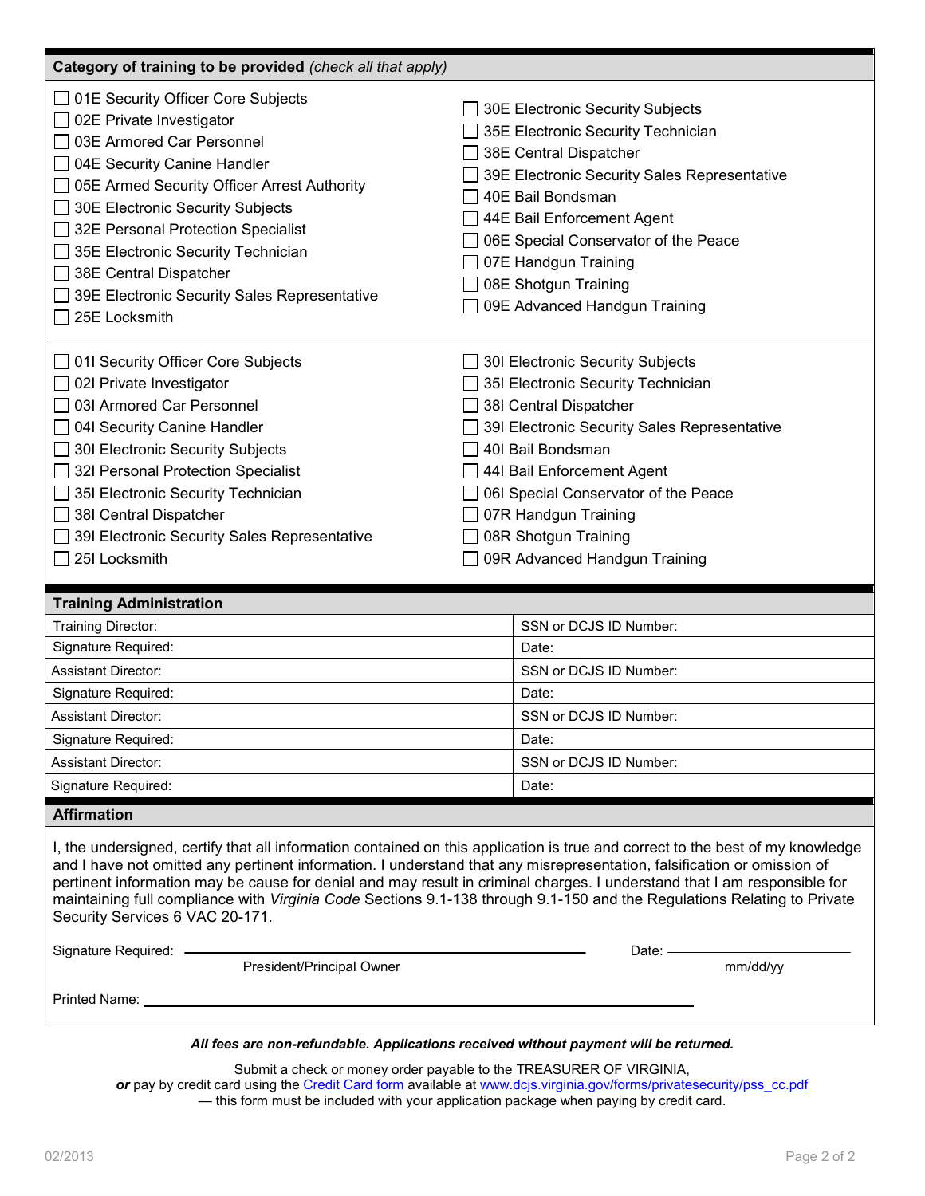## Category of training to be provided *(check all that apply)*

- ☐ 01E Security Officer Core Subjects
- ☐ 02E Private Investigator
- ☐ 03E Armored Car Personnel
- ☐ 04E Security Canine Handler
- ☐ 05E Armed Security Officer Arrest Authority
- ☐ 30E Electronic Security Subjects
- ☐ 32E Personal Protection Specialist
- ☐ 35E Electronic Security Technician
- ☐ 38E Central Dispatcher
- ☐ 39E Electronic Security Sales Representative
- ☐ 25E Locksmith
- ☐ 30E Electronic Security Subjects
- ☐ 35E Electronic Security Technician
- ☐ 38E Central Dispatcher
- ☐ 39E Electronic Security Sales Representative
- ☐ 40E Bail Bondsman
- ☐ 44E Bail Enforcement Agent
- ☐ 06E Special Conservator of the Peace
- ☐ 07E Handgun Training
- ☐ 08E Shotgun Training
- ☐ 09E Advanced Handgun Training

- ☐ 01I Security Officer Core Subjects
- ☐ 02I Private Investigator
- ☐ 03I Armored Car Personnel
- ☐ 04I Security Canine Handler
- ☐ 30I Electronic Security Subjects
- ☐ 32I Personal Protection Specialist
- ☐ 35I Electronic Security Technician
- ☐ 38I Central Dispatcher
- ☐ 39I Electronic Security Sales Representative
- ☐ 25I Locksmith
- ☐ 30I Electronic Security Subjects
- ☐ 35I Electronic Security Technician
- ☐ 38I Central Dispatcher
- ☐ 39I Electronic Security Sales Representative
- ☐ 40I Bail Bondsman
- ☐ 44I Bail Enforcement Agent
- ☐ 06I Special Conservator of the Peace
- ☐ 07R Handgun Training
- ☐ 08R Shotgun Training
- ☐ 09R Advanced Handgun Training

## Training Administration

| | |
|---|---|
| Training Director: | SSN or DCJS ID Number: |
| Signature Required: | Date: |
| Assistant Director: | SSN or DCJS ID Number: |
| Signature Required: | Date: |
| Assistant Director: | SSN or DCJS ID Number: |
| Signature Required: | Date: |
| Assistant Director: | SSN or DCJS ID Number: |
| Signature Required: | Date: |

## Affirmation

I, the undersigned, certify that all information contained on this application is true and correct to the best of my knowledge and I have not omitted any pertinent information. I understand that any misrepresentation, falsification or omission of pertinent information may be cause for denial and may result in criminal charges. I understand that I am responsible for maintaining full compliance with *Virginia Code* Sections 9.1-138 through 9.1-150 and the Regulations Relating to Private Security Services 6 VAC 20-171.

Signature Required: ______________________________ Date: ______________
President/Principal Owner mm/dd/yy

Printed Name: ______________________________

***All fees are non-refundable. Applications received without payment will be returned.***

Submit a check or money order payable to the TREASURER OF VIRGINIA,
***or*** pay by credit card using the Credit Card form available at www.dcjs.virginia.gov/forms/privatesecurity/pss_cc.pdf
— this form must be included with your application package when paying by credit card.

02/2013